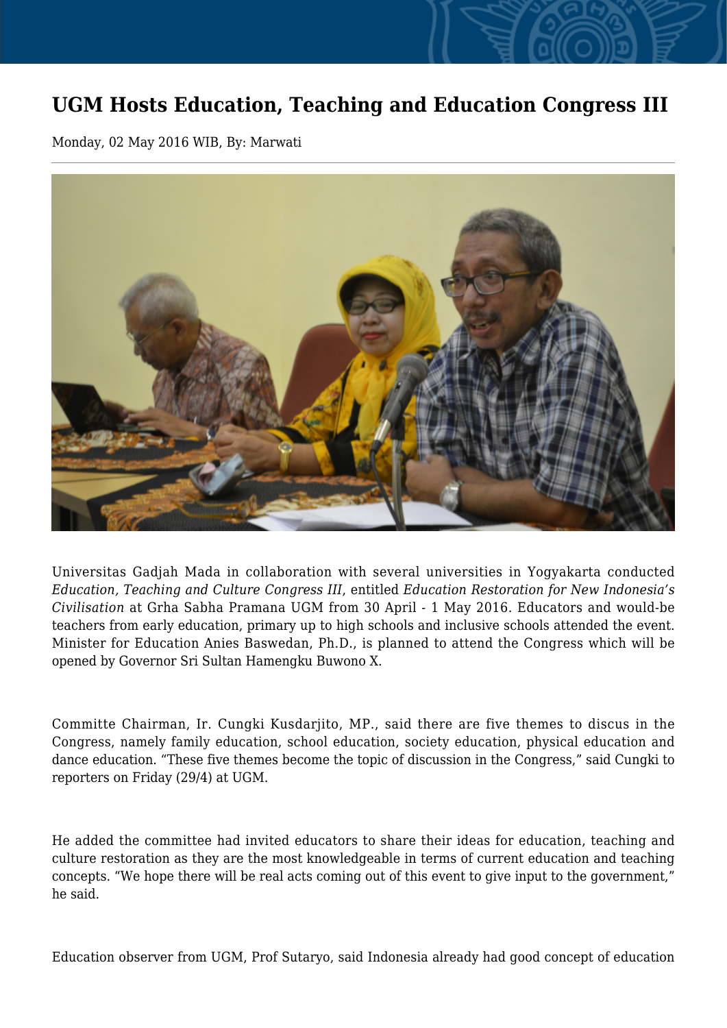# UGM Hosts Education, Teaching and Education Congress III

Monday, 02 May 2016 WIB, By: Marwati

Universitas Gadjah Mada in collaboration with several universities in Yogyakarta conducted *Education, Teaching and Culture Congress III*, entitled *Education Restoration for New Indonesia's Civilisation* at Grha Sabha Pramana UGM from 30 April - 1 May 2016. Educators and would-be teachers from early education, primary up to high schools and inclusive schools attended the event. Minister for Education Anies Baswedan, Ph.D., is planned to attend the Congress which will be opened by Governor Sri Sultan Hamengku Buwono X.

Committe Chairman, Ir. Cungki Kusdarjito, MP., said there are five themes to discus in the Congress, namely family education, school education, society education, physical education and dance education. "These five themes become the topic of discussion in the Congress," said Cungki to reporters on Friday (29/4) at UGM.

He added the committee had invited educators to share their ideas for education, teaching and culture restoration as they are the most knowledgeable in terms of current education and teaching concepts. "We hope there will be real acts coming out of this event to give input to the government," he said.

Education observer from UGM, Prof Sutaryo, said Indonesia already had good concept of education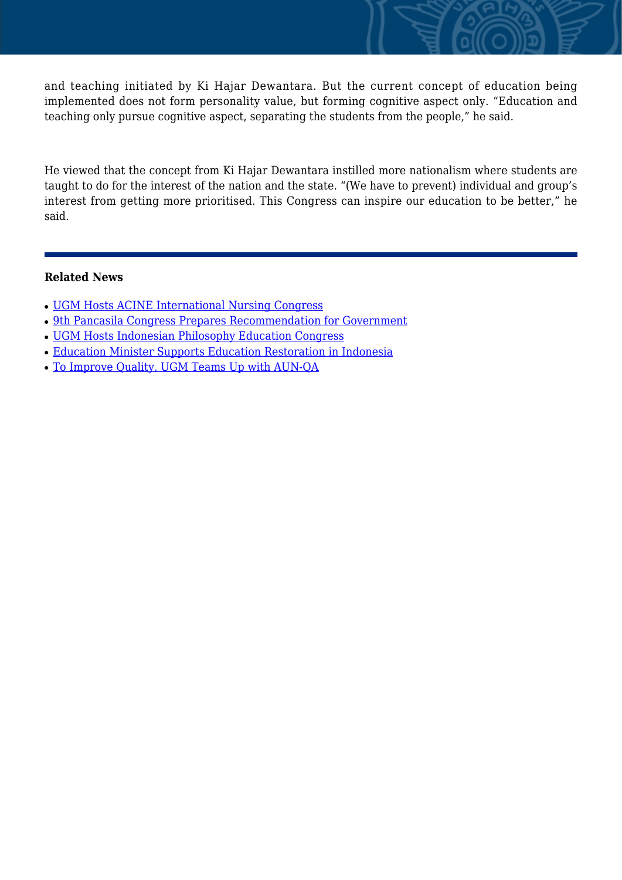and teaching initiated by Ki Hajar Dewantara. But the current concept of education being implemented does not form personality value, but forming cognitive aspect only. "Education and teaching only pursue cognitive aspect, separating the students from the people," he said.

He viewed that the concept from Ki Hajar Dewantara instilled more nationalism where students are taught to do for the interest of the nation and the state. "(We have to prevent) individual and group's interest from getting more prioritised. This Congress can inspire our education to be better," he said.

---

**Related News**

- UGM Hosts ACINE International Nursing Congress
- 9th Pancasila Congress Prepares Recommendation for Government
- UGM Hosts Indonesian Philosophy Education Congress
- Education Minister Supports Education Restoration in Indonesia
- To Improve Quality, UGM Teams Up with AUN-QA